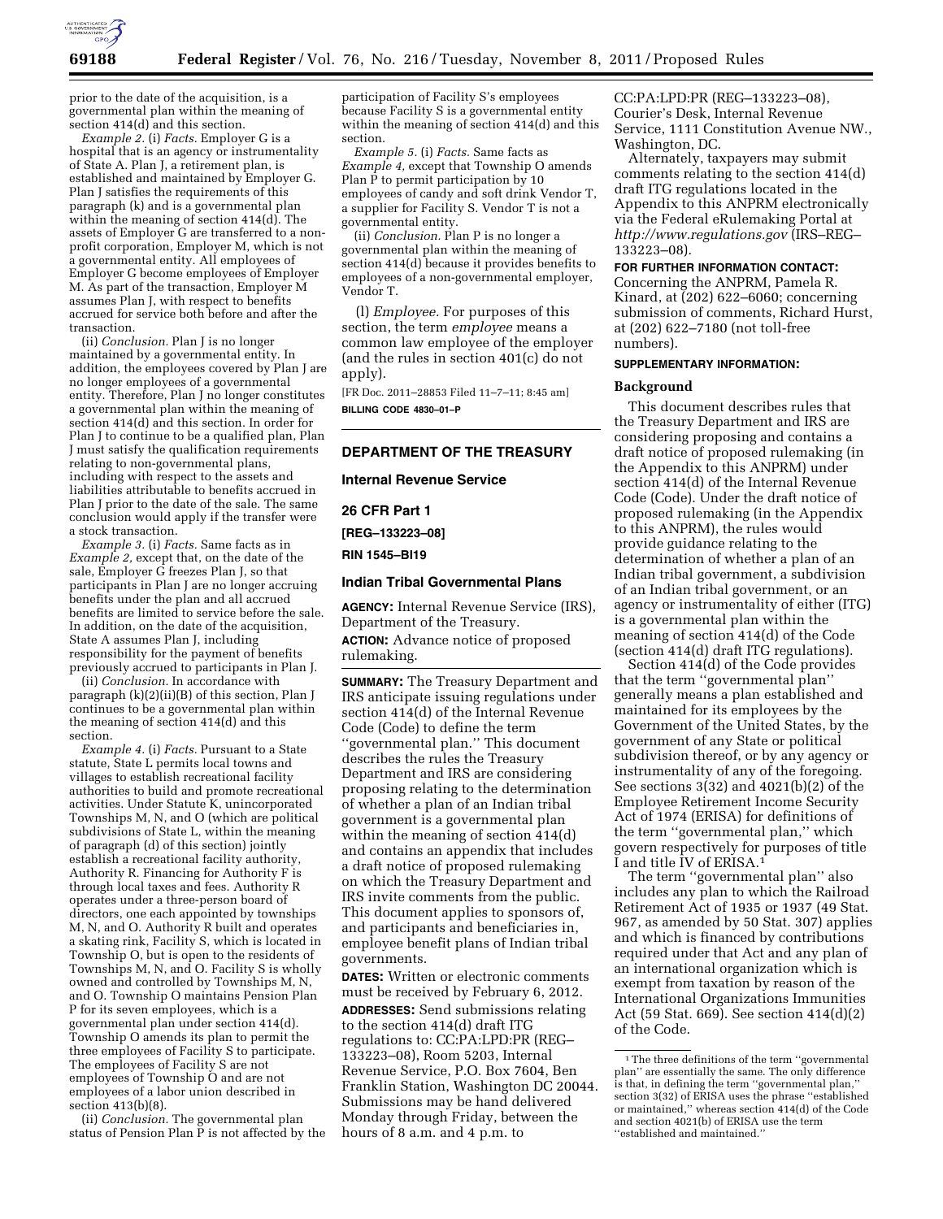prior to the date of the acquisition, is a governmental plan within the meaning of section 414(d) and this section.

*Example 2.* (i) *Facts.* Employer G is a hospital that is an agency or instrumentality of State A. Plan J, a retirement plan, is established and maintained by Employer G. Plan J satisfies the requirements of this paragraph (k) and is a governmental plan within the meaning of section 414(d). The assets of Employer G are transferred to a non-profit corporation, Employer M, which is not a governmental entity. All employees of Employer G become employees of Employer M. As part of the transaction, Employer M assumes Plan J, with respect to benefits accrued for service both before and after the transaction.

(ii) *Conclusion.* Plan J is no longer maintained by a governmental entity. In addition, the employees covered by Plan J are no longer employees of a governmental entity. Therefore, Plan J no longer constitutes a governmental plan within the meaning of section 414(d) and this section. In order for Plan J to continue to be a qualified plan, Plan J must satisfy the qualification requirements relating to non-governmental plans, including with respect to the assets and liabilities attributable to benefits accrued in Plan J prior to the date of the sale. The same conclusion would apply if the transfer were a stock transaction.

*Example 3.* (i) *Facts.* Same facts as in *Example 2,* except that, on the date of the sale, Employer G freezes Plan J, so that participants in Plan J are no longer accruing benefits under the plan and all accrued benefits are limited to service before the sale. In addition, on the date of the acquisition, State A assumes Plan J, including responsibility for the payment of benefits previously accrued to participants in Plan J.

(ii) *Conclusion.* In accordance with paragraph (k)(2)(ii)(B) of this section, Plan J continues to be a governmental plan within the meaning of section 414(d) and this section.

*Example 4.* (i) *Facts.* Pursuant to a State statute, State L permits local towns and villages to establish recreational facility authorities to build and promote recreational activities. Under Statute K, unincorporated Townships M, N, and O (which are political subdivisions of State L, within the meaning of paragraph (d) of this section) jointly establish a recreational facility authority, Authority R. Financing for Authority F is through local taxes and fees. Authority R operates under a three-person board of directors, one each appointed by townships M, N, and O. Authority R built and operates a skating rink, Facility S, which is located in Township O, but is open to the residents of Townships M, N, and O. Facility S is wholly owned and controlled by Townships M, N, and O. Township O maintains Pension Plan P for its seven employees, which is a governmental plan under section 414(d). Township O amends its plan to permit the three employees of Facility S to participate. The employees of Facility S are not employees of Township O and are not employees of a labor union described in section 413(b)(8).

(ii) *Conclusion.* The governmental plan status of Pension Plan P is not affected by the participation of Facility S's employees because Facility S is a governmental entity within the meaning of section 414(d) and this section.

*Example 5.* (i) *Facts.* Same facts as *Example 4,* except that Township O amends Plan P to permit participation by 10 employees of candy and soft drink Vendor T, a supplier for Facility S. Vendor T is not a governmental entity.

(ii) *Conclusion.* Plan P is no longer a governmental plan within the meaning of section 414(d) because it provides benefits to employees of a non-governmental employer, Vendor T.

(l) *Employee.* For purposes of this section, the term *employee* means a common law employee of the employer (and the rules in section 401(c) do not apply).

[FR Doc. 2011–28853 Filed 11–7–11; 8:45 am]

**BILLING CODE 4830–01–P**

---

## DEPARTMENT OF THE TREASURY

### Internal Revenue Service

### 26 CFR Part 1

### [REG–133223–08]

### RIN 1545–BI19

## Indian Tribal Governmental Plans

**AGENCY:** Internal Revenue Service (IRS), Department of the Treasury.

**ACTION:** Advance notice of proposed rulemaking.

**SUMMARY:** The Treasury Department and IRS anticipate issuing regulations under section 414(d) of the Internal Revenue Code (Code) to define the term ''governmental plan.'' This document describes the rules the Treasury Department and IRS are considering proposing relating to the determination of whether a plan of an Indian tribal government is a governmental plan within the meaning of section 414(d) and contains an appendix that includes a draft notice of proposed rulemaking on which the Treasury Department and IRS invite comments from the public. This document applies to sponsors of, and participants and beneficiaries in, employee benefit plans of Indian tribal governments.

**DATES:** Written or electronic comments must be received by February 6, 2012.

**ADDRESSES:** Send submissions relating to the section 414(d) draft ITG regulations to: CC:PA:LPD:PR (REG–133223–08), Room 5203, Internal Revenue Service, P.O. Box 7604, Ben Franklin Station, Washington DC 20044. Submissions may be hand delivered Monday through Friday, between the hours of 8 a.m. and 4 p.m. to CC:PA:LPD:PR (REG–133223–08), Courier's Desk, Internal Revenue Service, 1111 Constitution Avenue NW., Washington, DC.

Alternately, taxpayers may submit comments relating to the section 414(d) draft ITG regulations located in the Appendix to this ANPRM electronically via the Federal eRulemaking Portal at *http://www.regulations.gov* (IRS–REG–133223–08).

**FOR FURTHER INFORMATION CONTACT:** Concerning the ANPRM, Pamela R. Kinard, at (202) 622–6060; concerning submission of comments, Richard Hurst, at (202) 622–7180 (not toll-free numbers).

**SUPPLEMENTARY INFORMATION:**

### Background

This document describes rules that the Treasury Department and IRS are considering proposing and contains a draft notice of proposed rulemaking (in the Appendix to this ANPRM) under section 414(d) of the Internal Revenue Code (Code). Under the draft notice of proposed rulemaking (in the Appendix to this ANPRM), the rules would provide guidance relating to the determination of whether a plan of an Indian tribal government, a subdivision of an Indian tribal government, or an agency or instrumentality of either (ITG) is a governmental plan within the meaning of section 414(d) of the Code (section 414(d) draft ITG regulations).

Section 414(d) of the Code provides that the term ''governmental plan'' generally means a plan established and maintained for its employees by the Government of the United States, by the government of any State or political subdivision thereof, or by any agency or instrumentality of any of the foregoing. See sections 3(32) and 4021(b)(2) of the Employee Retirement Income Security Act of 1974 (ERISA) for definitions of the term ''governmental plan,'' which govern respectively for purposes of title I and title IV of ERISA.[1]

The term ''governmental plan'' also includes any plan to which the Railroad Retirement Act of 1935 or 1937 (49 Stat. 967, as amended by 50 Stat. 307) applies and which is financed by contributions required under that Act and any plan of an international organization which is exempt from taxation by reason of the International Organizations Immunities Act (59 Stat. 669). See section 414(d)(2) of the Code.

[1] The three definitions of the term ''governmental plan'' are essentially the same. The only difference is that, in defining the term ''governmental plan,'' section 3(32) of ERISA uses the phrase ''established or maintained,'' whereas section 414(d) of the Code and section 4021(b) of ERISA use the term ''established and maintained.''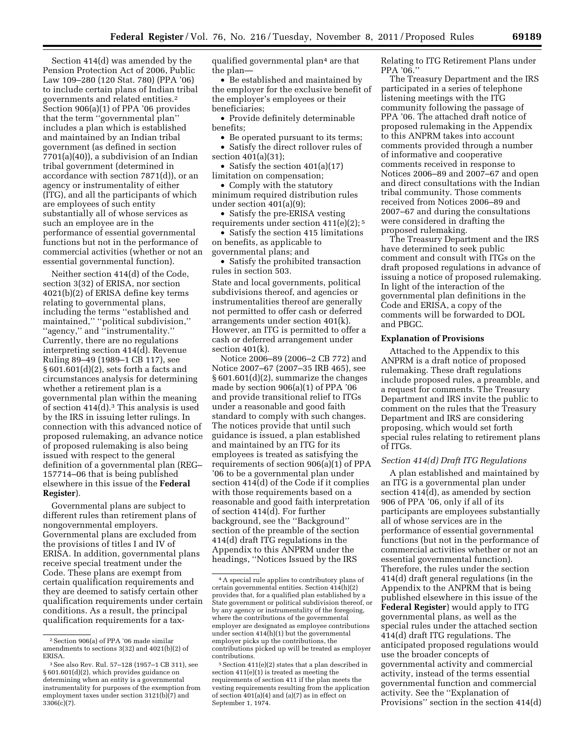Section 414(d) was amended by the Pension Protection Act of 2006, Public Law 109–280 (120 Stat. 780) (PPA '06) to include certain plans of Indian tribal governments and related entities.[2] Section 906(a)(1) of PPA '06 provides that the term ''governmental plan'' includes a plan which is established and maintained by an Indian tribal government (as defined in section 7701(a)(40)), a subdivision of an Indian tribal government (determined in accordance with section 7871(d)), or an agency or instrumentality of either (ITG), and all the participants of which are employees of such entity substantially all of whose services as such an employee are in the performance of essential governmental functions but not in the performance of commercial activities (whether or not an essential governmental function).

Neither section 414(d) of the Code, section 3(32) of ERISA, nor section 4021(b)(2) of ERISA define key terms relating to governmental plans, including the terms ''established and maintained,'' ''political subdivision,'' ''agency,'' and ''instrumentality.'' Currently, there are no regulations interpreting section 414(d). Revenue Ruling 89–49 (1989–1 CB 117), see § 601.601(d)(2), sets forth a facts and circumstances analysis for determining whether a retirement plan is a governmental plan within the meaning of section 414(d).[3] This analysis is used by the IRS in issuing letter rulings. In connection with this advanced notice of proposed rulemaking, an advance notice of proposed rulemaking is also being issued with respect to the general definition of a governmental plan (REG–157714–06 that is being published elsewhere in this issue of the **Federal Register**).

Governmental plans are subject to different rules than retirement plans of nongovernmental employers. Governmental plans are excluded from the provisions of titles I and IV of ERISA. In addition, governmental plans receive special treatment under the Code. These plans are exempt from certain qualification requirements and they are deemed to satisfy certain other qualification requirements under certain conditions. As a result, the principal qualification requirements for a tax-qualified governmental plan[4] are that the plan—

- Be established and maintained by the employer for the exclusive benefit of the employer's employees or their beneficiaries;
- Provide definitely determinable benefits;
- Be operated pursuant to its terms;
- Satisfy the direct rollover rules of section 401(a)(31);
- Satisfy the section 401(a)(17) limitation on compensation;
- Comply with the statutory minimum required distribution rules under section 401(a)(9);
- Satisfy the pre-ERISA vesting requirements under section 411(e)(2); [5]
- Satisfy the section 415 limitations on benefits, as applicable to governmental plans; and
- Satisfy the prohibited transaction rules in section 503.

State and local governments, political subdivisions thereof, and agencies or instrumentalities thereof are generally not permitted to offer cash or deferred arrangements under section 401(k). However, an ITG is permitted to offer a cash or deferred arrangement under section 401(k).

Notice 2006–89 (2006–2 CB 772) and Notice 2007–67 (2007–35 IRB 465), see § 601.601(d)(2), summarize the changes made by section 906(a)(1) of PPA '06 and provide transitional relief to ITGs under a reasonable and good faith standard to comply with such changes. The notices provide that until such guidance is issued, a plan established and maintained by an ITG for its employees is treated as satisfying the requirements of section 906(a)(1) of PPA '06 to be a governmental plan under section 414(d) of the Code if it complies with those requirements based on a reasonable and good faith interpretation of section 414(d). For further background, see the ''Background'' section of the preamble of the section 414(d) draft ITG regulations in the Appendix to this ANPRM under the headings, ''Notices Issued by the IRS Relating to ITG Retirement Plans under PPA '06.''

The Treasury Department and the IRS participated in a series of telephone listening meetings with the ITG community following the passage of PPA '06. The attached draft notice of proposed rulemaking in the Appendix to this ANPRM takes into account comments provided through a number of informative and cooperative comments received in response to Notices 2006–89 and 2007–67 and open and direct consultations with the Indian tribal community. Those comments received from Notices 2006–89 and 2007–67 and during the consultations were considered in drafting the proposed rulemaking.

The Treasury Department and the IRS have determined to seek public comment and consult with ITGs on the draft proposed regulations in advance of issuing a notice of proposed rulemaking. In light of the interaction of the governmental plan definitions in the Code and ERISA, a copy of the comments will be forwarded to DOL and PBGC.

## Explanation of Provisions

Attached to the Appendix to this ANPRM is a draft notice of proposed rulemaking. These draft regulations include proposed rules, a preamble, and a request for comments. The Treasury Department and IRS invite the public to comment on the rules that the Treasury Department and IRS are considering proposing, which would set forth special rules relating to retirement plans of ITGs.

### *Section 414(d) Draft ITG Regulations*

A plan established and maintained by an ITG is a governmental plan under section 414(d), as amended by section 906 of PPA '06, only if all of its participants are employees substantially all of whose services are in the performance of essential governmental functions (but not in the performance of commercial activities whether or not an essential governmental function). Therefore, the rules under the section 414(d) draft general regulations (in the Appendix to the ANPRM that is being published elsewhere in this issue of the **Federal Register**) would apply to ITG governmental plans, as well as the special rules under the attached section 414(d) draft ITG regulations. The anticipated proposed regulations would use the broader concepts of governmental activity and commercial activity, instead of the terms essential governmental function and commercial activity. See the ''Explanation of Provisions'' section in the section 414(d)

---

[2] Section 906(a) of PPA '06 made similar amendments to sections 3(32) and 4021(b)(2) of ERISA.

[3] See also Rev. Rul. 57–128 (1957–1 CB 311), see § 601.601(d)(2), which provides guidance on determining when an entity is a governmental instrumentality for purposes of the exemption from employment taxes under section 3121(b)(7) and 3306(c)(7).

[4] A special rule applies to contributory plans of certain governmental entities. Section 414(h)(2) provides that, for a qualified plan established by a State government or political subdivision thereof, or by any agency or instrumentality of the foregoing, where the contributions of the governmental employer are designated as employee contributions under section 414(h)(1) but the governmental employer picks up the contributions, the contributions picked up will be treated as employer contributions.

[5] Section 411(e)(2) states that a plan described in section 411(e)(1) is treated as meeting the requirements of section 411 if the plan meets the vesting requirements resulting from the application of section 401(a)(4) and (a)(7) as in effect on September 1, 1974.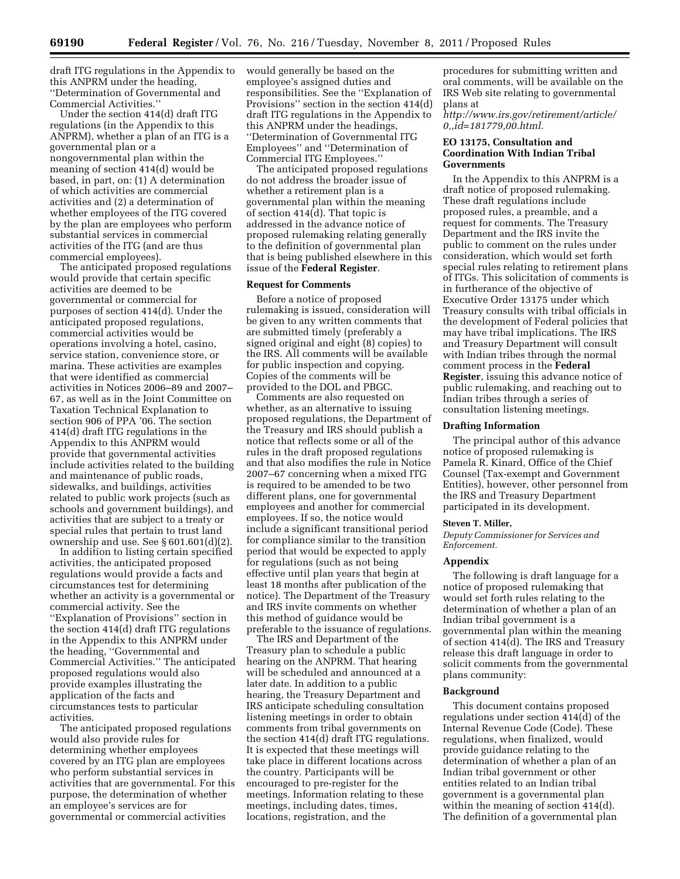draft ITG regulations in the Appendix to this ANPRM under the heading, ''Determination of Governmental and Commercial Activities.''

Under the section 414(d) draft ITG regulations (in the Appendix to this ANPRM), whether a plan of an ITG is a governmental plan or a nongovernmental plan within the meaning of section 414(d) would be based, in part, on: (1) A determination of which activities are commercial activities and (2) a determination of whether employees of the ITG covered by the plan are employees who perform substantial services in commercial activities of the ITG (and are thus commercial employees).

The anticipated proposed regulations would provide that certain specific activities are deemed to be governmental or commercial for purposes of section 414(d). Under the anticipated proposed regulations, commercial activities would be operations involving a hotel, casino, service station, convenience store, or marina. These activities are examples that were identified as commercial activities in Notices 2006–89 and 2007–67, as well as in the Joint Committee on Taxation Technical Explanation to section 906 of PPA '06. The section 414(d) draft ITG regulations in the Appendix to this ANPRM would provide that governmental activities include activities related to the building and maintenance of public roads, sidewalks, and buildings, activities related to public work projects (such as schools and government buildings), and activities that are subject to a treaty or special rules that pertain to trust land ownership and use. See § 601.601(d)(2).

In addition to listing certain specified activities, the anticipated proposed regulations would provide a facts and circumstances test for determining whether an activity is a governmental or commercial activity. See the ''Explanation of Provisions'' section in the section 414(d) draft ITG regulations in the Appendix to this ANPRM under the heading, ''Governmental and Commercial Activities.'' The anticipated proposed regulations would also provide examples illustrating the application of the facts and circumstances tests to particular activities.

The anticipated proposed regulations would also provide rules for determining whether employees covered by an ITG plan are employees who perform substantial services in activities that are governmental. For this purpose, the determination of whether an employee's services are for governmental or commercial activities would generally be based on the employee's assigned duties and responsibilities. See the ''Explanation of Provisions'' section in the section 414(d) draft ITG regulations in the Appendix to this ANPRM under the headings, ''Determination of Governmental ITG Employees'' and ''Determination of Commercial ITG Employees.''

The anticipated proposed regulations do not address the broader issue of whether a retirement plan is a governmental plan within the meaning of section 414(d). That topic is addressed in the advance notice of proposed rulemaking relating generally to the definition of governmental plan that is being published elsewhere in this issue of the **Federal Register**.

**Request for Comments**

Before a notice of proposed rulemaking is issued, consideration will be given to any written comments that are submitted timely (preferably a signed original and eight (8) copies) to the IRS. All comments will be available for public inspection and copying. Copies of the comments will be provided to the DOL and PBGC.

Comments are also requested on whether, as an alternative to issuing proposed regulations, the Department of the Treasury and IRS should publish a notice that reflects some or all of the rules in the draft proposed regulations and that also modifies the rule in Notice 2007–67 concerning when a mixed ITG is required to be amended to be two different plans, one for governmental employees and another for commercial employees. If so, the notice would include a significant transitional period for compliance similar to the transition period that would be expected to apply for regulations (such as not being effective until plan years that begin at least 18 months after publication of the notice). The Department of the Treasury and IRS invite comments on whether this method of guidance would be preferable to the issuance of regulations.

The IRS and Department of the Treasury plan to schedule a public hearing on the ANPRM. That hearing will be scheduled and announced at a later date. In addition to a public hearing, the Treasury Department and IRS anticipate scheduling consultation listening meetings in order to obtain comments from tribal governments on the section 414(d) draft ITG regulations. It is expected that these meetings will take place in different locations across the country. Participants will be encouraged to pre-register for the meetings. Information relating to these meetings, including dates, times, locations, registration, and the procedures for submitting written and oral comments, will be available on the IRS Web site relating to governmental plans at *http://www.irs.gov/retirement/article/0,,id=181779,00.html.*

**EO 13175, Consultation and Coordination With Indian Tribal Governments**

In the Appendix to this ANPRM is a draft notice of proposed rulemaking. These draft regulations include proposed rules, a preamble, and a request for comments. The Treasury Department and the IRS invite the public to comment on the rules under consideration, which would set forth special rules relating to retirement plans of ITGs. This solicitation of comments is in furtherance of the objective of Executive Order 13175 under which Treasury consults with tribal officials in the development of Federal policies that may have tribal implications. The IRS and Treasury Department will consult with Indian tribes through the normal comment process in the **Federal Register**, issuing this advance notice of public rulemaking, and reaching out to Indian tribes through a series of consultation listening meetings.

**Drafting Information**

The principal author of this advance notice of proposed rulemaking is Pamela R. Kinard, Office of the Chief Counsel (Tax-exempt and Government Entities), however, other personnel from the IRS and Treasury Department participated in its development.

**Steven T. Miller,**

*Deputy Commissioner for Services and Enforcement.*

**Appendix**

The following is draft language for a notice of proposed rulemaking that would set forth rules relating to the determination of whether a plan of an Indian tribal government is a governmental plan within the meaning of section 414(d). The IRS and Treasury release this draft language in order to solicit comments from the governmental plans community:

**Background**

This document contains proposed regulations under section 414(d) of the Internal Revenue Code (Code). These regulations, when finalized, would provide guidance relating to the determination of whether a plan of an Indian tribal government or other entities related to an Indian tribal government is a governmental plan within the meaning of section 414(d). The definition of a governmental plan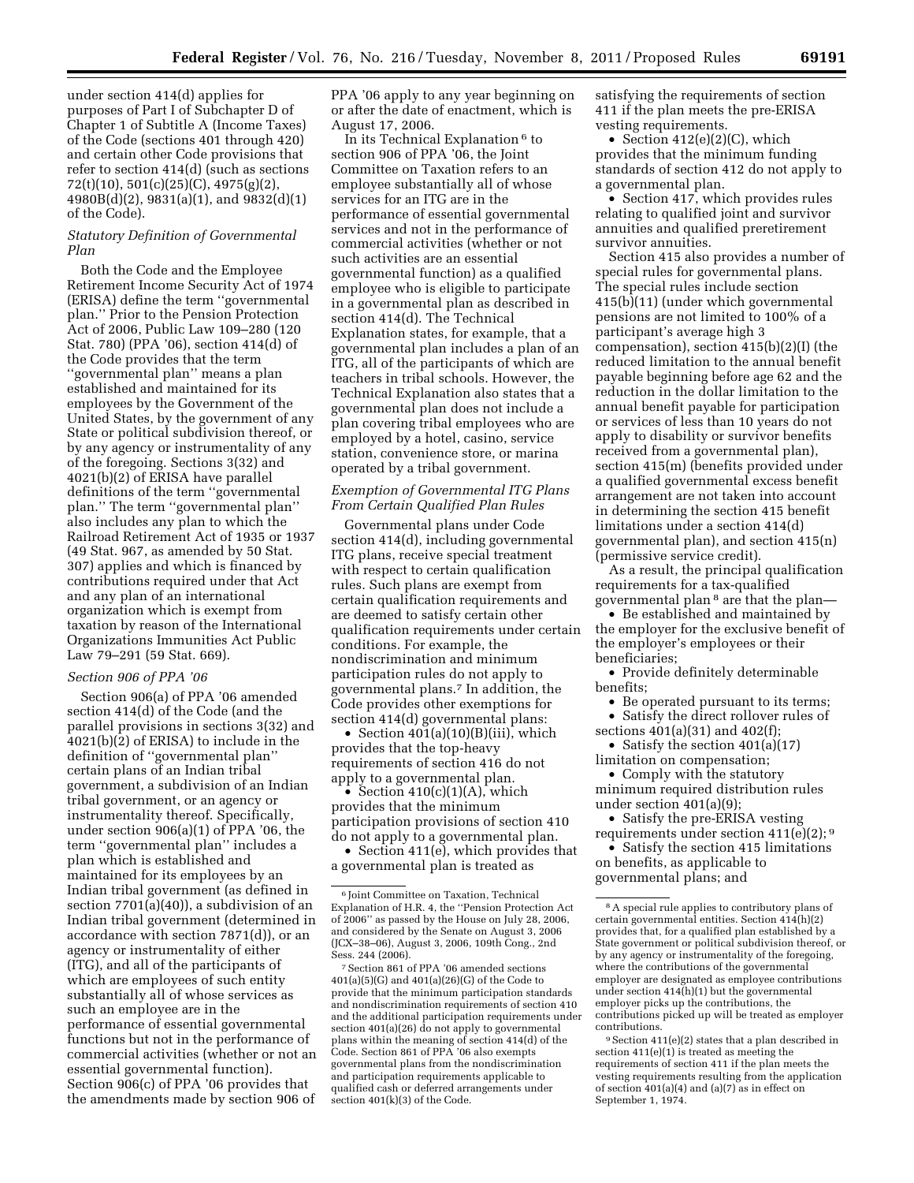under section 414(d) applies for purposes of Part I of Subchapter D of Chapter 1 of Subtitle A (Income Taxes) of the Code (sections 401 through 420) and certain other Code provisions that refer to section 414(d) (such as sections 72(t)(10), 501(c)(25)(C), 4975(g)(2), 4980B(d)(2), 9831(a)(1), and 9832(d)(1) of the Code).

*Statutory Definition of Governmental Plan*

Both the Code and the Employee Retirement Income Security Act of 1974 (ERISA) define the term ''governmental plan.'' Prior to the Pension Protection Act of 2006, Public Law 109–280 (120 Stat. 780) (PPA '06), section 414(d) of the Code provides that the term ''governmental plan'' means a plan established and maintained for its employees by the Government of the United States, by the government of any State or political subdivision thereof, or by any agency or instrumentality of any of the foregoing. Sections 3(32) and 4021(b)(2) of ERISA have parallel definitions of the term ''governmental plan.'' The term ''governmental plan'' also includes any plan to which the Railroad Retirement Act of 1935 or 1937 (49 Stat. 967, as amended by 50 Stat. 307) applies and which is financed by contributions required under that Act and any plan of an international organization which is exempt from taxation by reason of the International Organizations Immunities Act Public Law 79–291 (59 Stat. 669).

*Section 906 of PPA '06*

Section 906(a) of PPA '06 amended section 414(d) of the Code (and the parallel provisions in sections 3(32) and 4021(b)(2) of ERISA) to include in the definition of ''governmental plan'' certain plans of an Indian tribal government, a subdivision of an Indian tribal government, or an agency or instrumentality thereof. Specifically, under section 906(a)(1) of PPA '06, the term ''governmental plan'' includes a plan which is established and maintained for its employees by an Indian tribal government (as defined in section 7701(a)(40)), a subdivision of an Indian tribal government (determined in accordance with section 7871(d)), or an agency or instrumentality of either (ITG), and all of the participants of which are employees of such entity substantially all of whose services as such an employee are in the performance of essential governmental functions but not in the performance of commercial activities (whether or not an essential governmental function). Section 906(c) of PPA '06 provides that the amendments made by section 906 of PPA '06 apply to any year beginning on or after the date of enactment, which is August 17, 2006.

In its Technical Explanation [6] to section 906 of PPA '06, the Joint Committee on Taxation refers to an employee substantially all of whose services for an ITG are in the performance of essential governmental services and not in the performance of commercial activities (whether or not such activities are an essential governmental function) as a qualified employee who is eligible to participate in a governmental plan as described in section 414(d). The Technical Explanation states, for example, that a governmental plan includes a plan of an ITG, all of the participants of which are teachers in tribal schools. However, the Technical Explanation also states that a governmental plan does not include a plan covering tribal employees who are employed by a hotel, casino, service station, convenience store, or marina operated by a tribal government.

*Exemption of Governmental ITG Plans From Certain Qualified Plan Rules*

Governmental plans under Code section 414(d), including governmental ITG plans, receive special treatment with respect to certain qualification rules. Such plans are exempt from certain qualification requirements and are deemed to satisfy certain other qualification requirements under certain conditions. For example, the nondiscrimination and minimum participation rules do not apply to governmental plans.[7] In addition, the Code provides other exemptions for section 414(d) governmental plans:

- Section 401(a)(10)(B)(iii), which provides that the top-heavy requirements of section 416 do not apply to a governmental plan.
- Section 410(c)(1)(A), which provides that the minimum participation provisions of section 410 do not apply to a governmental plan.
- Section 411(e), which provides that a governmental plan is treated as satisfying the requirements of section 411 if the plan meets the pre-ERISA vesting requirements.
- Section 412(e)(2)(C), which provides that the minimum funding standards of section 412 do not apply to a governmental plan.
- Section 417, which provides rules relating to qualified joint and survivor annuities and qualified preretirement survivor annuities.

Section 415 also provides a number of special rules for governmental plans. The special rules include section 415(b)(11) (under which governmental pensions are not limited to 100% of a participant's average high 3 compensation), section 415(b)(2)(I) (the reduced limitation to the annual benefit payable beginning before age 62 and the reduction in the dollar limitation to the annual benefit payable for participation or services of less than 10 years do not apply to disability or survivor benefits received from a governmental plan), section 415(m) (benefits provided under a qualified governmental excess benefit arrangement are not taken into account in determining the section 415 benefit limitations under a section 414(d) governmental plan), and section 415(n) (permissive service credit).

As a result, the principal qualification requirements for a tax-qualified governmental plan [8] are that the plan—

- Be established and maintained by the employer for the exclusive benefit of the employer's employees or their beneficiaries;
- Provide definitely determinable benefits;
- Be operated pursuant to its terms;
- Satisfy the direct rollover rules of sections 401(a)(31) and 402(f);
- Satisfy the section 401(a)(17) limitation on compensation;
- Comply with the statutory minimum required distribution rules under section 401(a)(9);
- Satisfy the pre-ERISA vesting requirements under section 411(e)(2); [9]
- Satisfy the section 415 limitations on benefits, as applicable to governmental plans; and

---

[6] Joint Committee on Taxation, Technical Explanation of H.R. 4, the ''Pension Protection Act of 2006'' as passed by the House on July 28, 2006, and considered by the Senate on August 3, 2006 (JCX–38–06), August 3, 2006, 109th Cong., 2nd Sess. 244 (2006).

[7] Section 861 of PPA '06 amended sections 401(a)(5)(G) and 401(a)(26)(G) of the Code to provide that the minimum participation standards and nondiscrimination requirements of section 410 and the additional participation requirements under section 401(a)(26) do not apply to governmental plans within the meaning of section 414(d) of the Code. Section 861 of PPA '06 also exempts governmental plans from the nondiscrimination and participation requirements applicable to qualified cash or deferred arrangements under section 401(k)(3) of the Code.

[8] A special rule applies to contributory plans of certain governmental entities. Section 414(h)(2) provides that, for a qualified plan established by a State government or political subdivision thereof, or by any agency or instrumentality of the foregoing, where the contributions of the governmental employer are designated as employee contributions under section 414(h)(1) but the governmental employer picks up the contributions, the contributions picked up will be treated as employer contributions.

[9] Section 411(e)(2) states that a plan described in section 411(e)(1) is treated as meeting the requirements of section 411 if the plan meets the vesting requirements resulting from the application of section 401(a)(4) and (a)(7) as in effect on September 1, 1974.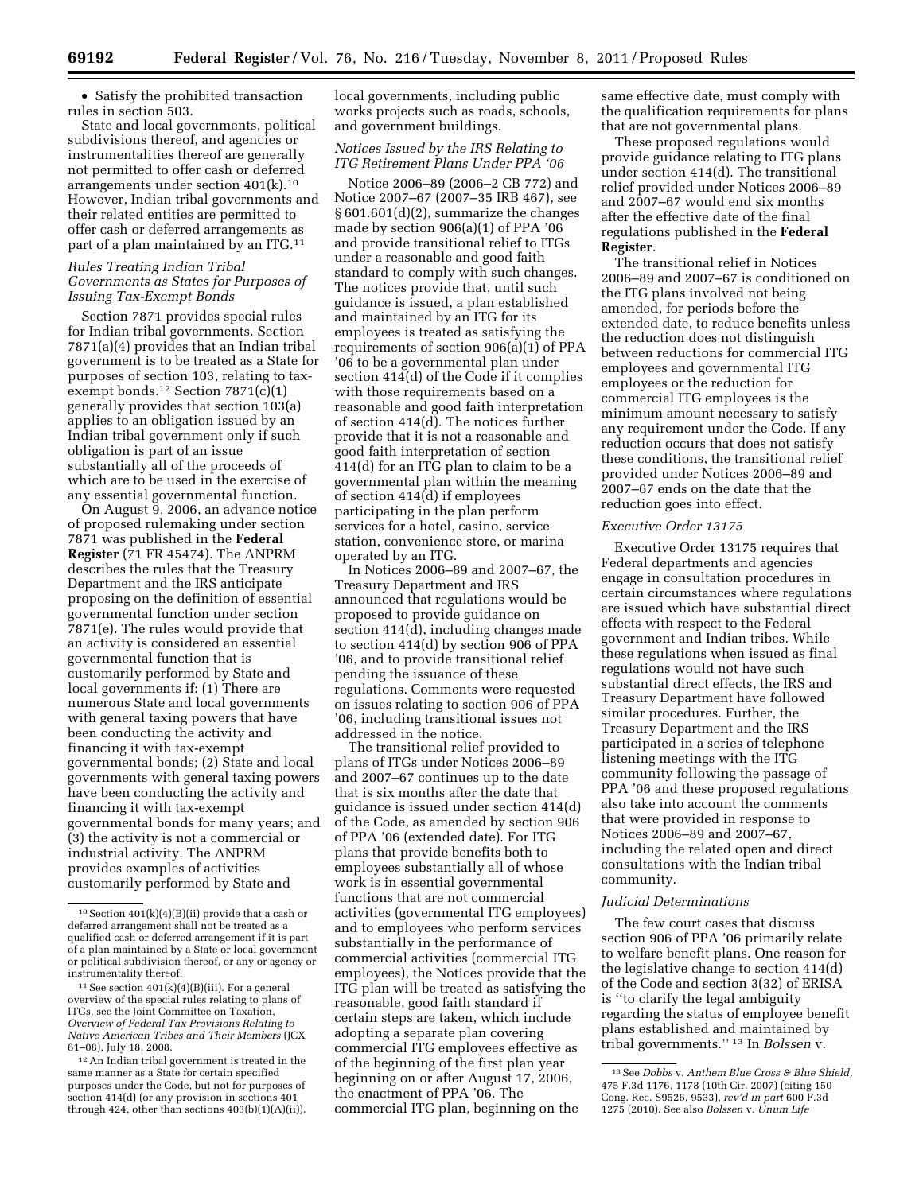• Satisfy the prohibited transaction rules in section 503.

State and local governments, political subdivisions thereof, and agencies or instrumentalities thereof are generally not permitted to offer cash or deferred arrangements under section 401(k).[10] However, Indian tribal governments and their related entities are permitted to offer cash or deferred arrangements as part of a plan maintained by an ITG.[11]

### *Rules Treating Indian Tribal Governments as States for Purposes of Issuing Tax-Exempt Bonds*

Section 7871 provides special rules for Indian tribal governments. Section 7871(a)(4) provides that an Indian tribal government is to be treated as a State for purposes of section 103, relating to tax-exempt bonds.[12] Section 7871(c)(1) generally provides that section 103(a) applies to an obligation issued by an Indian tribal government only if such obligation is part of an issue substantially all of the proceeds of which are to be used in the exercise of any essential governmental function.

On August 9, 2006, an advance notice of proposed rulemaking under section 7871 was published in the **Federal Register** (71 FR 45474). The ANPRM describes the rules that the Treasury Department and the IRS anticipate proposing on the definition of essential governmental function under section 7871(e). The rules would provide that an activity is considered an essential governmental function that is customarily performed by State and local governments if: (1) There are numerous State and local governments with general taxing powers that have been conducting the activity and financing it with tax-exempt governmental bonds; (2) State and local governments with general taxing powers have been conducting the activity and financing it with tax-exempt governmental bonds for many years; and (3) the activity is not a commercial or industrial activity. The ANPRM provides examples of activities customarily performed by State and local governments, including public works projects such as roads, schools, and government buildings.

### *Notices Issued by the IRS Relating to ITG Retirement Plans Under PPA '06*

Notice 2006–89 (2006–2 CB 772) and Notice 2007–67 (2007–35 IRB 467), see § 601.601(d)(2), summarize the changes made by section 906(a)(1) of PPA '06 and provide transitional relief to ITGs under a reasonable and good faith standard to comply with such changes. The notices provide that, until such guidance is issued, a plan established and maintained by an ITG for its employees is treated as satisfying the requirements of section 906(a)(1) of PPA '06 to be a governmental plan under section 414(d) of the Code if it complies with those requirements based on a reasonable and good faith interpretation of section 414(d). The notices further provide that it is not a reasonable and good faith interpretation of section 414(d) for an ITG plan to claim to be a governmental plan within the meaning of section 414(d) if employees participating in the plan perform services for a hotel, casino, service station, convenience store, or marina operated by an ITG.

In Notices 2006–89 and 2007–67, the Treasury Department and IRS announced that regulations would be proposed to provide guidance on section 414(d), including changes made to section 414(d) by section 906 of PPA '06, and to provide transitional relief pending the issuance of these regulations. Comments were requested on issues relating to section 906 of PPA '06, including transitional issues not addressed in the notice.

The transitional relief provided to plans of ITGs under Notices 2006–89 and 2007–67 continues up to the date that is six months after the date that guidance is issued under section 414(d) of the Code, as amended by section 906 of PPA '06 (extended date). For ITG plans that provide benefits both to employees substantially all of whose work is in essential governmental functions that are not commercial activities (governmental ITG employees) and to employees who perform services substantially in the performance of commercial activities (commercial ITG employees), the Notices provide that the ITG plan will be treated as satisfying the reasonable, good faith standard if certain steps are taken, which include adopting a separate plan covering commercial ITG employees effective as of the beginning of the first plan year beginning on or after August 17, 2006, the enactment of PPA '06. The commercial ITG plan, beginning on the same effective date, must comply with the qualification requirements for plans that are not governmental plans.

These proposed regulations would provide guidance relating to ITG plans under section 414(d). The transitional relief provided under Notices 2006–89 and 2007–67 would end six months after the effective date of the final regulations published in the **Federal Register**.

The transitional relief in Notices 2006–89 and 2007–67 is conditioned on the ITG plans involved not being amended, for periods before the extended date, to reduce benefits unless the reduction does not distinguish between reductions for commercial ITG employees and governmental ITG employees or the reduction for commercial ITG employees is the minimum amount necessary to satisfy any requirement under the Code. If any reduction occurs that does not satisfy these conditions, the transitional relief provided under Notices 2006–89 and 2007–67 ends on the date that the reduction goes into effect.

### *Executive Order 13175*

Executive Order 13175 requires that Federal departments and agencies engage in consultation procedures in certain circumstances where regulations are issued which have substantial direct effects with respect to the Federal government and Indian tribes. While these regulations when issued as final regulations would not have such substantial direct effects, the IRS and Treasury Department have followed similar procedures. Further, the Treasury Department and the IRS participated in a series of telephone listening meetings with the ITG community following the passage of PPA '06 and these proposed regulations also take into account the comments that were provided in response to Notices 2006–89 and 2007–67, including the related open and direct consultations with the Indian tribal community.

### *Judicial Determinations*

The few court cases that discuss section 906 of PPA '06 primarily relate to welfare benefit plans. One reason for the legislative change to section 414(d) of the Code and section 3(32) of ERISA is "to clarify the legal ambiguity regarding the status of employee benefit plans established and maintained by tribal governments." [13] In *Bolssen* v.

---

[10] Section 401(k)(4)(B)(ii) provide that a cash or deferred arrangement shall not be treated as a qualified cash or deferred arrangement if it is part of a plan maintained by a State or local government or political subdivision thereof, or any or agency or instrumentality thereof.

[11] See section 401(k)(4)(B)(iii). For a general overview of the special rules relating to plans of ITGs, see the Joint Committee on Taxation, *Overview of Federal Tax Provisions Relating to Native American Tribes and Their Members* (JCX 61–08), July 18, 2008.

[12] An Indian tribal government is treated in the same manner as a State for certain specified purposes under the Code, but not for purposes of section 414(d) (or any provision in sections 401 through 424, other than sections 403(b)(1)(A)(ii)).

[13] See *Dobbs* v. *Anthem Blue Cross & Blue Shield,* 475 F.3d 1176, 1178 (10th Cir. 2007) (citing 150 Cong. Rec. S9526, 9533), *rev'd in part* 600 F.3d 1275 (2010). See also *Bolssen* v. *Unum Life*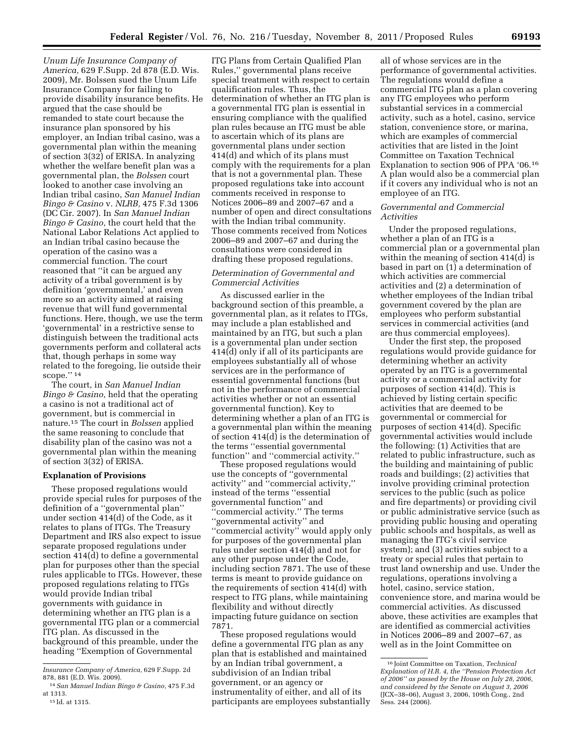*Unum Life Insurance Company of America,* 629 F.Supp. 2d 878 (E.D. Wis. 2009), Mr. Bolssen sued the Unum Life Insurance Company for failing to provide disability insurance benefits. He argued that the case should be remanded to state court because the insurance plan sponsored by his employer, an Indian tribal casino, was a governmental plan within the meaning of section 3(32) of ERISA. In analyzing whether the welfare benefit plan was a governmental plan, the *Bolssen* court looked to another case involving an Indian tribal casino, *San Manuel Indian Bingo & Casino* v. *NLRB,* 475 F.3d 1306 (DC Cir. 2007). In *San Manuel Indian Bingo & Casino,* the court held that the National Labor Relations Act applied to an Indian tribal casino because the operation of the casino was a commercial function. The court reasoned that ''it can be argued any activity of a tribal government is by definition 'governmental,' and even more so an activity aimed at raising revenue that will fund governmental functions. Here, though, we use the term 'governmental' in a restrictive sense to distinguish between the traditional acts governments perform and collateral acts that, though perhaps in some way related to the foregoing, lie outside their scope.'' [14]

The court, in *San Manuel Indian Bingo & Casino,* held that the operating a casino is not a traditional act of government, but is commercial in nature.[15] The court in *Bolssen* applied the same reasoning to conclude that disability plan of the casino was not a governmental plan within the meaning of section 3(32) of ERISA.

## Explanation of Provisions

These proposed regulations would provide special rules for purposes of the definition of a ''governmental plan'' under section 414(d) of the Code, as it relates to plans of ITGs. The Treasury Department and IRS also expect to issue separate proposed regulations under section 414(d) to define a governmental plan for purposes other than the special rules applicable to ITGs. However, these proposed regulations relating to ITGs would provide Indian tribal governments with guidance in determining whether an ITG plan is a governmental ITG plan or a commercial ITG plan. As discussed in the background of this preamble, under the heading ''Exemption of Governmental ITG Plans from Certain Qualified Plan Rules,'' governmental plans receive special treatment with respect to certain qualification rules. Thus, the determination of whether an ITG plan is a governmental ITG plan is essential in ensuring compliance with the qualified plan rules because an ITG must be able to ascertain which of its plans are governmental plans under section 414(d) and which of its plans must comply with the requirements for a plan that is not a governmental plan. These proposed regulations take into account comments received in response to Notices 2006–89 and 2007–67 and a number of open and direct consultations with the Indian tribal community. Those comments received from Notices 2006–89 and 2007–67 and during the consultations were considered in drafting these proposed regulations.

### *Determination of Governmental and Commercial Activities*

As discussed earlier in the background section of this preamble, a governmental plan, as it relates to ITGs, may include a plan established and maintained by an ITG, but such a plan is a governmental plan under section 414(d) only if all of its participants are employees substantially all of whose services are in the performance of essential governmental functions (but not in the performance of commercial activities whether or not an essential governmental function). Key to determining whether a plan of an ITG is a governmental plan within the meaning of section 414(d) is the determination of the terms ''essential governmental function'' and ''commercial activity.''

These proposed regulations would use the concepts of ''governmental activity'' and ''commercial activity,'' instead of the terms ''essential governmental function'' and ''commercial activity.'' The terms ''governmental activity'' and ''commercial activity'' would apply only for purposes of the governmental plan rules under section 414(d) and not for any other purpose under the Code, including section 7871. The use of these terms is meant to provide guidance on the requirements of section 414(d) with respect to ITG plans, while maintaining flexibility and without directly impacting future guidance on section 7871.

These proposed regulations would define a governmental ITG plan as any plan that is established and maintained by an Indian tribal government, a subdivision of an Indian tribal government, or an agency or instrumentality of either, and all of its participants are employees substantially all of whose services are in the performance of governmental activities. The regulations would define a commercial ITG plan as a plan covering any ITG employees who perform substantial services in a commercial activity, such as a hotel, casino, service station, convenience store, or marina, which are examples of commercial activities that are listed in the Joint Committee on Taxation Technical Explanation to section 906 of PPA '06.[16] A plan would also be a commercial plan if it covers any individual who is not an employee of an ITG.

### *Governmental and Commercial Activities*

Under the proposed regulations, whether a plan of an ITG is a commercial plan or a governmental plan within the meaning of section 414(d) is based in part on (1) a determination of which activities are commercial activities and (2) a determination of whether employees of the Indian tribal government covered by the plan are employees who perform substantial services in commercial activities (and are thus commercial employees).

Under the first step, the proposed regulations would provide guidance for determining whether an activity operated by an ITG is a governmental activity or a commercial activity for purposes of section 414(d). This is achieved by listing certain specific activities that are deemed to be governmental or commercial for purposes of section 414(d). Specific governmental activities would include the following: (1) Activities that are related to public infrastructure, such as the building and maintaining of public roads and buildings; (2) activities that involve providing criminal protection services to the public (such as police and fire departments) or providing civil or public administrative service (such as providing public housing and operating public schools and hospitals, as well as managing the ITG's civil service system); and (3) activities subject to a treaty or special rules that pertain to trust land ownership and use. Under the regulations, operations involving a hotel, casino, service station, convenience store, and marina would be commercial activities. As discussed above, these activities are examples that are identified as commercial activities in Notices 2006–89 and 2007–67, as well as in the Joint Committee on

---

*Insurance Company of America,* 629 F.Supp. 2d 878, 881 (E.D. Wis. 2009).

[14] *San Manuel Indian Bingo & Casino,* 475 F.3d at 1313.

[15] Id. at 1315.

[16] Joint Committee on Taxation, *Technical Explanation of H.R. 4, the ''Pension Protection Act of 2006'' as passed by the House on July 28, 2006, and considered by the Senate on August 3, 2006* (JCX–38–06), August 3, 2006, 109th Cong., 2nd Sess. 244 (2006).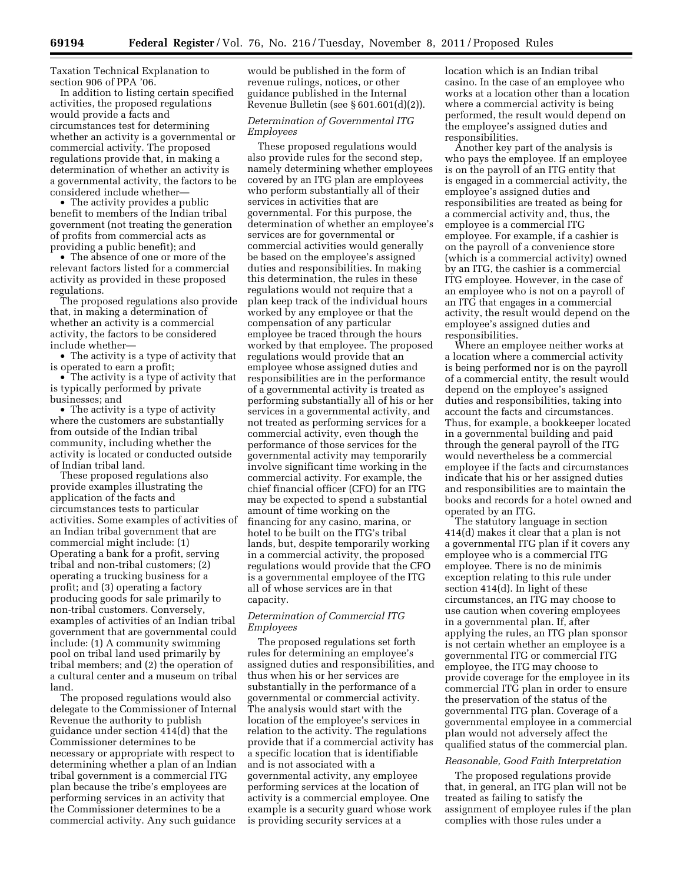Taxation Technical Explanation to section 906 of PPA '06.

In addition to listing certain specified activities, the proposed regulations would provide a facts and circumstances test for determining whether an activity is a governmental or commercial activity. The proposed regulations provide that, in making a determination of whether an activity is a governmental activity, the factors to be considered include whether—

- The activity provides a public benefit to members of the Indian tribal government (not treating the generation of profits from commercial acts as providing a public benefit); and
- The absence of one or more of the relevant factors listed for a commercial activity as provided in these proposed regulations.

The proposed regulations also provide that, in making a determination of whether an activity is a commercial activity, the factors to be considered include whether—

- The activity is a type of activity that is operated to earn a profit;
- The activity is a type of activity that is typically performed by private businesses; and
- The activity is a type of activity where the customers are substantially from outside of the Indian tribal community, including whether the activity is located or conducted outside of Indian tribal land.

These proposed regulations also provide examples illustrating the application of the facts and circumstances tests to particular activities. Some examples of activities of an Indian tribal government that are commercial might include: (1) Operating a bank for a profit, serving tribal and non-tribal customers; (2) operating a trucking business for a profit; and (3) operating a factory producing goods for sale primarily to non-tribal customers. Conversely, examples of activities of an Indian tribal government that are governmental could include: (1) A community swimming pool on tribal land used primarily by tribal members; and (2) the operation of a cultural center and a museum on tribal land.

The proposed regulations would also delegate to the Commissioner of Internal Revenue the authority to publish guidance under section 414(d) that the Commissioner determines to be necessary or appropriate with respect to determining whether a plan of an Indian tribal government is a commercial ITG plan because the tribe's employees are performing services in an activity that the Commissioner determines to be a commercial activity. Any such guidance would be published in the form of revenue rulings, notices, or other guidance published in the Internal Revenue Bulletin (see § 601.601(d)(2)).

*Determination of Governmental ITG Employees*

These proposed regulations would also provide rules for the second step, namely determining whether employees covered by an ITG plan are employees who perform substantially all of their services in activities that are governmental. For this purpose, the determination of whether an employee's services are for governmental or commercial activities would generally be based on the employee's assigned duties and responsibilities. In making this determination, the rules in these regulations would not require that a plan keep track of the individual hours worked by any employee or that the compensation of any particular employee be traced through the hours worked by that employee. The proposed regulations would provide that an employee whose assigned duties and responsibilities are in the performance of a governmental activity is treated as performing substantially all of his or her services in a governmental activity, and not treated as performing services for a commercial activity, even though the performance of those services for the governmental activity may temporarily involve significant time working in the commercial activity. For example, the chief financial officer (CFO) for an ITG may be expected to spend a substantial amount of time working on the financing for any casino, marina, or hotel to be built on the ITG's tribal lands, but, despite temporarily working in a commercial activity, the proposed regulations would provide that the CFO is a governmental employee of the ITG all of whose services are in that capacity.

*Determination of Commercial ITG Employees*

The proposed regulations set forth rules for determining an employee's assigned duties and responsibilities, and thus when his or her services are substantially in the performance of a governmental or commercial activity. The analysis would start with the location of the employee's services in relation to the activity. The regulations provide that if a commercial activity has a specific location that is identifiable and is not associated with a governmental activity, any employee performing services at the location of activity is a commercial employee. One example is a security guard whose work is providing security services at a location which is an Indian tribal casino. In the case of an employee who works at a location other than a location where a commercial activity is being performed, the result would depend on the employee's assigned duties and responsibilities.

Another key part of the analysis is who pays the employee. If an employee is on the payroll of an ITG entity that is engaged in a commercial activity, the employee's assigned duties and responsibilities are treated as being for a commercial activity and, thus, the employee is a commercial ITG employee. For example, if a cashier is on the payroll of a convenience store (which is a commercial activity) owned by an ITG, the cashier is a commercial ITG employee. However, in the case of an employee who is not on a payroll of an ITG that engages in a commercial activity, the result would depend on the employee's assigned duties and responsibilities.

Where an employee neither works at a location where a commercial activity is being performed nor is on the payroll of a commercial entity, the result would depend on the employee's assigned duties and responsibilities, taking into account the facts and circumstances. Thus, for example, a bookkeeper located in a governmental building and paid through the general payroll of the ITG would nevertheless be a commercial employee if the facts and circumstances indicate that his or her assigned duties and responsibilities are to maintain the books and records for a hotel owned and operated by an ITG.

The statutory language in section 414(d) makes it clear that a plan is not a governmental ITG plan if it covers any employee who is a commercial ITG employee. There is no de minimis exception relating to this rule under section 414(d). In light of these circumstances, an ITG may choose to use caution when covering employees in a governmental plan. If, after applying the rules, an ITG plan sponsor is not certain whether an employee is a governmental ITG or commercial ITG employee, the ITG may choose to provide coverage for the employee in its commercial ITG plan in order to ensure the preservation of the status of the governmental ITG plan. Coverage of a governmental employee in a commercial plan would not adversely affect the qualified status of the commercial plan.

*Reasonable, Good Faith Interpretation*

The proposed regulations provide that, in general, an ITG plan will not be treated as failing to satisfy the assignment of employee rules if the plan complies with those rules under a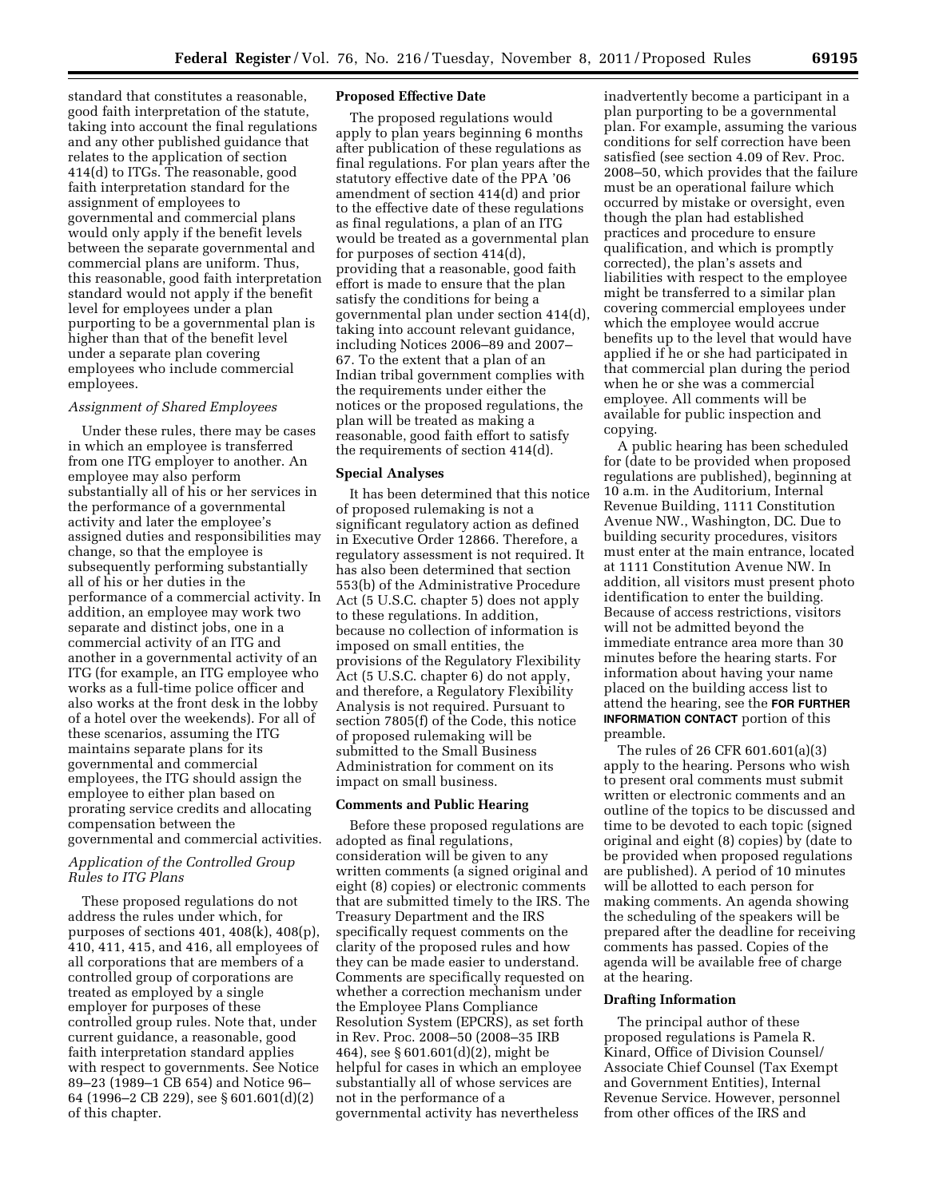standard that constitutes a reasonable, good faith interpretation of the statute, taking into account the final regulations and any other published guidance that relates to the application of section 414(d) to ITGs. The reasonable, good faith interpretation standard for the assignment of employees to governmental and commercial plans would only apply if the benefit levels between the separate governmental and commercial plans are uniform. Thus, this reasonable, good faith interpretation standard would not apply if the benefit level for employees under a plan purporting to be a governmental plan is higher than that of the benefit level under a separate plan covering employees who include commercial employees.

*Assignment of Shared Employees*

Under these rules, there may be cases in which an employee is transferred from one ITG employer to another. An employee may also perform substantially all of his or her services in the performance of a governmental activity and later the employee's assigned duties and responsibilities may change, so that the employee is subsequently performing substantially all of his or her duties in the performance of a commercial activity. In addition, an employee may work two separate and distinct jobs, one in a commercial activity of an ITG and another in a governmental activity of an ITG (for example, an ITG employee who works as a full-time police officer and also works at the front desk in the lobby of a hotel over the weekends). For all of these scenarios, assuming the ITG maintains separate plans for its governmental and commercial employees, the ITG should assign the employee to either plan based on prorating service credits and allocating compensation between the governmental and commercial activities.

*Application of the Controlled Group Rules to ITG Plans*

These proposed regulations do not address the rules under which, for purposes of sections 401, 408(k), 408(p), 410, 411, 415, and 416, all employees of all corporations that are members of a controlled group of corporations are treated as employed by a single employer for purposes of these controlled group rules. Note that, under current guidance, a reasonable, good faith interpretation standard applies with respect to governments. See Notice 89–23 (1989–1 CB 654) and Notice 96–64 (1996–2 CB 229), see § 601.601(d)(2) of this chapter.

**Proposed Effective Date**

The proposed regulations would apply to plan years beginning 6 months after publication of these regulations as final regulations. For plan years after the statutory effective date of the PPA '06 amendment of section 414(d) and prior to the effective date of these regulations as final regulations, a plan of an ITG would be treated as a governmental plan for purposes of section 414(d), providing that a reasonable, good faith effort is made to ensure that the plan satisfy the conditions for being a governmental plan under section 414(d), taking into account relevant guidance, including Notices 2006–89 and 2007–67. To the extent that a plan of an Indian tribal government complies with the requirements under either the notices or the proposed regulations, the plan will be treated as making a reasonable, good faith effort to satisfy the requirements of section 414(d).

**Special Analyses**

It has been determined that this notice of proposed rulemaking is not a significant regulatory action as defined in Executive Order 12866. Therefore, a regulatory assessment is not required. It has also been determined that section 553(b) of the Administrative Procedure Act (5 U.S.C. chapter 5) does not apply to these regulations. In addition, because no collection of information is imposed on small entities, the provisions of the Regulatory Flexibility Act (5 U.S.C. chapter 6) do not apply, and therefore, a Regulatory Flexibility Analysis is not required. Pursuant to section 7805(f) of the Code, this notice of proposed rulemaking will be submitted to the Small Business Administration for comment on its impact on small business.

**Comments and Public Hearing**

Before these proposed regulations are adopted as final regulations, consideration will be given to any written comments (a signed original and eight (8) copies) or electronic comments that are submitted timely to the IRS. The Treasury Department and the IRS specifically request comments on the clarity of the proposed rules and how they can be made easier to understand. Comments are specifically requested on whether a correction mechanism under the Employee Plans Compliance Resolution System (EPCRS), as set forth in Rev. Proc. 2008–50 (2008–35 IRB 464), see § 601.601(d)(2), might be helpful for cases in which an employee substantially all of whose services are not in the performance of a governmental activity has nevertheless inadvertently become a participant in a plan purporting to be a governmental plan. For example, assuming the various conditions for self correction have been satisfied (see section 4.09 of Rev. Proc. 2008–50, which provides that the failure must be an operational failure which occurred by mistake or oversight, even though the plan had established practices and procedure to ensure qualification, and which is promptly corrected), the plan's assets and liabilities with respect to the employee might be transferred to a similar plan covering commercial employees under which the employee would accrue benefits up to the level that would have applied if he or she had participated in that commercial plan during the period when he or she was a commercial employee. All comments will be available for public inspection and copying.

A public hearing has been scheduled for (date to be provided when proposed regulations are published), beginning at 10 a.m. in the Auditorium, Internal Revenue Building, 1111 Constitution Avenue NW., Washington, DC. Due to building security procedures, visitors must enter at the main entrance, located at 1111 Constitution Avenue NW. In addition, all visitors must present photo identification to enter the building. Because of access restrictions, visitors will not be admitted beyond the immediate entrance area more than 30 minutes before the hearing starts. For information about having your name placed on the building access list to attend the hearing, see the **FOR FURTHER INFORMATION CONTACT** portion of this preamble.

The rules of 26 CFR 601.601(a)(3) apply to the hearing. Persons who wish to present oral comments must submit written or electronic comments and an outline of the topics to be discussed and time to be devoted to each topic (signed original and eight (8) copies) by (date to be provided when proposed regulations are published). A period of 10 minutes will be allotted to each person for making comments. An agenda showing the scheduling of the speakers will be prepared after the deadline for receiving comments has passed. Copies of the agenda will be available free of charge at the hearing.

**Drafting Information**

The principal author of these proposed regulations is Pamela R. Kinard, Office of Division Counsel/Associate Chief Counsel (Tax Exempt and Government Entities), Internal Revenue Service. However, personnel from other offices of the IRS and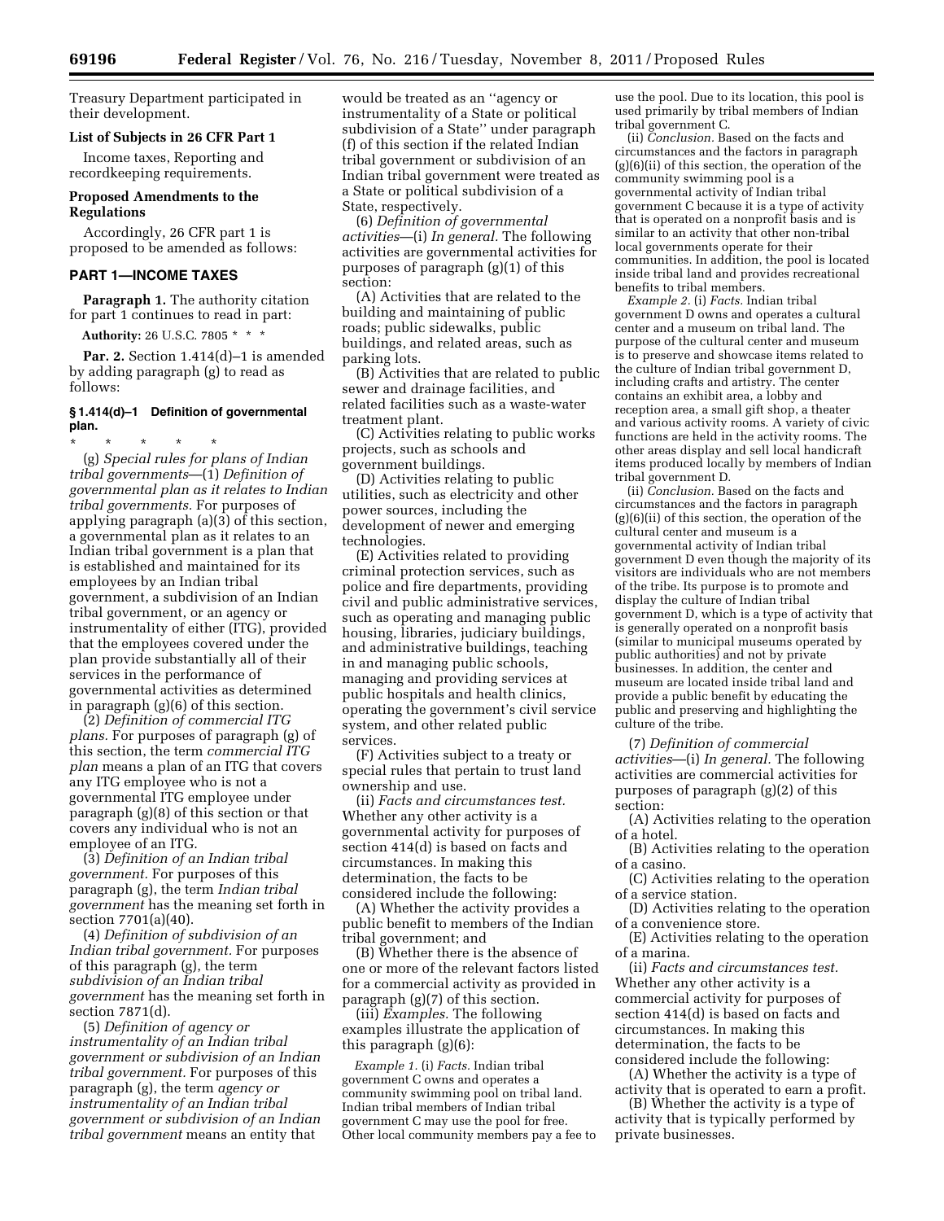Treasury Department participated in their development.

**List of Subjects in 26 CFR Part 1**

Income taxes, Reporting and recordkeeping requirements.

**Proposed Amendments to the Regulations**

Accordingly, 26 CFR part 1 is proposed to be amended as follows:

## PART 1—INCOME TAXES

**Paragraph 1.** The authority citation for part 1 continues to read in part:

**Authority:** 26 U.S.C. 7805 * * *

**Par. 2.** Section 1.414(d)–1 is amended by adding paragraph (g) to read as follows:

### § 1.414(d)–1 Definition of governmental plan.

\* \* \* \* \*

(g) *Special rules for plans of Indian tribal governments*—(1) *Definition of governmental plan as it relates to Indian tribal governments.* For purposes of applying paragraph (a)(3) of this section, a governmental plan as it relates to an Indian tribal government is a plan that is established and maintained for its employees by an Indian tribal government, a subdivision of an Indian tribal government, or an agency or instrumentality of either (ITG), provided that the employees covered under the plan provide substantially all of their services in the performance of governmental activities as determined in paragraph (g)(6) of this section.

(2) *Definition of commercial ITG plans.* For purposes of paragraph (g) of this section, the term *commercial ITG plan* means a plan of an ITG that covers any ITG employee who is not a governmental ITG employee under paragraph (g)(8) of this section or that covers any individual who is not an employee of an ITG.

(3) *Definition of an Indian tribal government.* For purposes of this paragraph (g), the term *Indian tribal government* has the meaning set forth in section 7701(a)(40).

(4) *Definition of subdivision of an Indian tribal government.* For purposes of this paragraph (g), the term *subdivision of an Indian tribal government* has the meaning set forth in section 7871(d).

(5) *Definition of agency or instrumentality of an Indian tribal government or subdivision of an Indian tribal government.* For purposes of this paragraph (g), the term *agency or instrumentality of an Indian tribal government or subdivision of an Indian tribal government* means an entity that would be treated as an ''agency or instrumentality of a State or political subdivision of a State'' under paragraph (f) of this section if the related Indian tribal government or subdivision of an Indian tribal government were treated as a State or political subdivision of a State, respectively.

(6) *Definition of governmental activities*—(i) *In general.* The following activities are governmental activities for purposes of paragraph (g)(1) of this section:

(A) Activities that are related to the building and maintaining of public roads; public sidewalks, public buildings, and related areas, such as parking lots.

(B) Activities that are related to public sewer and drainage facilities, and related facilities such as a waste-water treatment plant.

(C) Activities relating to public works projects, such as schools and government buildings.

(D) Activities relating to public utilities, such as electricity and other power sources, including the development of newer and emerging technologies.

(E) Activities related to providing criminal protection services, such as police and fire departments, providing civil and public administrative services, such as operating and managing public housing, libraries, judiciary buildings, and administrative buildings, teaching in and managing public schools, managing and providing services at public hospitals and health clinics, operating the government's civil service system, and other related public services.

(F) Activities subject to a treaty or special rules that pertain to trust land ownership and use.

(ii) *Facts and circumstances test.* Whether any other activity is a governmental activity for purposes of section 414(d) is based on facts and circumstances. In making this determination, the facts to be considered include the following:

(A) Whether the activity provides a public benefit to members of the Indian tribal government; and

(B) Whether there is the absence of one or more of the relevant factors listed for a commercial activity as provided in paragraph (g)(7) of this section.

(iii) *Examples.* The following examples illustrate the application of this paragraph (g)(6):

*Example 1.* (i) *Facts.* Indian tribal government C owns and operates a community swimming pool on tribal land. Indian tribal members of Indian tribal government C may use the pool for free. Other local community members pay a fee to use the pool. Due to its location, this pool is used primarily by tribal members of Indian tribal government C.

(ii) *Conclusion.* Based on the facts and circumstances and the factors in paragraph (g)(6)(ii) of this section, the operation of the community swimming pool is a governmental activity of Indian tribal government C because it is a type of activity that is operated on a nonprofit basis and is similar to an activity that other non-tribal local governments operate for their communities. In addition, the pool is located inside tribal land and provides recreational benefits to tribal members.

*Example 2.* (i) *Facts.* Indian tribal government D owns and operates a cultural center and a museum on tribal land. The purpose of the cultural center and museum is to preserve and showcase items related to the culture of Indian tribal government D, including crafts and artistry. The center contains an exhibit area, a lobby and reception area, a small gift shop, a theater and various activity rooms. A variety of civic functions are held in the activity rooms. The other areas display and sell local handicraft items produced locally by members of Indian tribal government D.

(ii) *Conclusion.* Based on the facts and circumstances and the factors in paragraph (g)(6)(ii) of this section, the operation of the cultural center and museum is a governmental activity of Indian tribal government D even though the majority of its visitors are individuals who are not members of the tribe. Its purpose is to promote and display the culture of Indian tribal government D, which is a type of activity that is generally operated on a nonprofit basis (similar to municipal museums operated by public authorities) and not by private businesses. In addition, the center and museum are located inside tribal land and provide a public benefit by educating the public and preserving and highlighting the culture of the tribe.

(7) *Definition of commercial activities*—(i) *In general.* The following activities are commercial activities for purposes of paragraph (g)(2) of this section:

(A) Activities relating to the operation of a hotel.

(B) Activities relating to the operation of a casino.

(C) Activities relating to the operation of a service station.

(D) Activities relating to the operation of a convenience store.

(E) Activities relating to the operation of a marina.

(ii) *Facts and circumstances test.* Whether any other activity is a commercial activity for purposes of section 414(d) is based on facts and circumstances. In making this determination, the facts to be considered include the following:

(A) Whether the activity is a type of activity that is operated to earn a profit.

(B) Whether the activity is a type of activity that is typically performed by private businesses.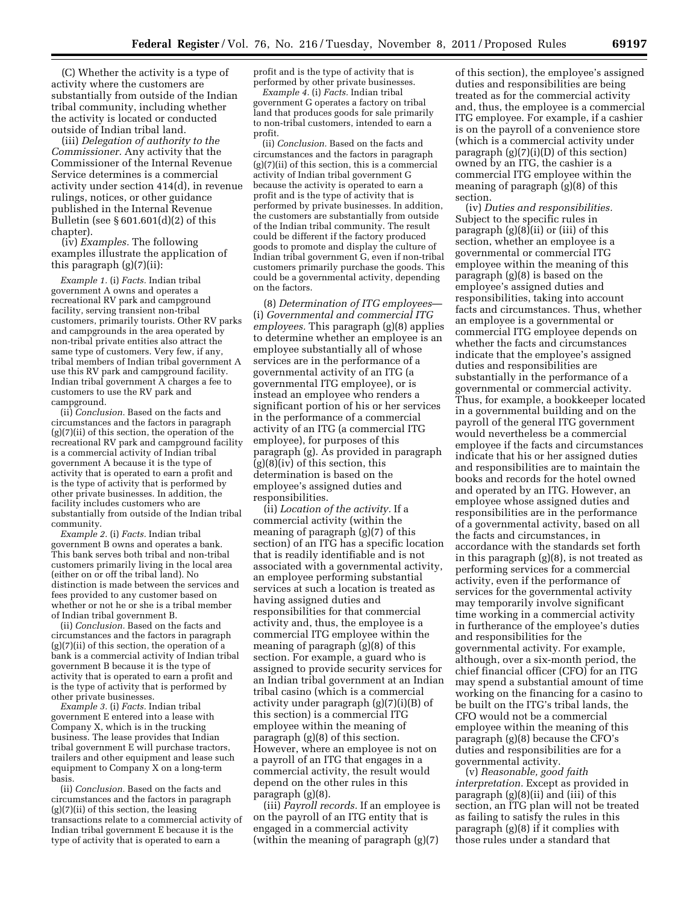(C) Whether the activity is a type of activity where the customers are substantially from outside of the Indian tribal community, including whether the activity is located or conducted outside of Indian tribal land.

(iii) *Delegation of authority to the Commissioner.* Any activity that the Commissioner of the Internal Revenue Service determines is a commercial activity under section 414(d), in revenue rulings, notices, or other guidance published in the Internal Revenue Bulletin (see § 601.601(d)(2) of this chapter).

(iv) *Examples.* The following examples illustrate the application of this paragraph (g)(7)(ii):

*Example 1.* (i) *Facts.* Indian tribal government A owns and operates a recreational RV park and campground facility, serving transient non-tribal customers, primarily tourists. Other RV parks and campgrounds in the area operated by non-tribal private entities also attract the same type of customers. Very few, if any, tribal members of Indian tribal government A use this RV park and campground facility. Indian tribal government A charges a fee to customers to use the RV park and campground.

(ii) *Conclusion.* Based on the facts and circumstances and the factors in paragraph (g)(7)(ii) of this section, the operation of the recreational RV park and campground facility is a commercial activity of Indian tribal government A because it is the type of activity that is operated to earn a profit and is the type of activity that is performed by other private businesses. In addition, the facility includes customers who are substantially from outside of the Indian tribal community.

*Example 2.* (i) *Facts.* Indian tribal government B owns and operates a bank. This bank serves both tribal and non-tribal customers primarily living in the local area (either on or off the tribal land). No distinction is made between the services and fees provided to any customer based on whether or not he or she is a tribal member of Indian tribal government B.

(ii) *Conclusion.* Based on the facts and circumstances and the factors in paragraph (g)(7)(ii) of this section, the operation of a bank is a commercial activity of Indian tribal government B because it is the type of activity that is operated to earn a profit and is the type of activity that is performed by other private businesses.

*Example 3.* (i) *Facts.* Indian tribal government E entered into a lease with Company X, which is in the trucking business. The lease provides that Indian tribal government E will purchase tractors, trailers and other equipment and lease such equipment to Company X on a long-term basis.

(ii) *Conclusion.* Based on the facts and circumstances and the factors in paragraph (g)(7)(ii) of this section, the leasing transactions relate to a commercial activity of Indian tribal government E because it is the type of activity that is operated to earn a profit and is the type of activity that is performed by other private businesses.

*Example 4.* (i) *Facts.* Indian tribal government G operates a factory on tribal land that produces goods for sale primarily to non-tribal customers, intended to earn a profit.

(ii) *Conclusion.* Based on the facts and circumstances and the factors in paragraph (g)(7)(ii) of this section, this is a commercial activity of Indian tribal government G because the activity is operated to earn a profit and is the type of activity that is performed by private businesses. In addition, the customers are substantially from outside of the Indian tribal community. The result could be different if the factory produced goods to promote and display the culture of Indian tribal government G, even if non-tribal customers primarily purchase the goods. This could be a governmental activity, depending on the factors.

(8) *Determination of ITG employees*—(i) *Governmental and commercial ITG employees.* This paragraph (g)(8) applies to determine whether an employee is an employee substantially all of whose services are in the performance of a governmental activity of an ITG (a governmental ITG employee), or is instead an employee who renders a significant portion of his or her services in the performance of a commercial activity of an ITG (a commercial ITG employee), for purposes of this paragraph (g). As provided in paragraph (g)(8)(iv) of this section, this determination is based on the employee's assigned duties and responsibilities.

(ii) *Location of the activity.* If a commercial activity (within the meaning of paragraph (g)(7) of this section) of an ITG has a specific location that is readily identifiable and is not associated with a governmental activity, an employee performing substantial services at such a location is treated as having assigned duties and responsibilities for that commercial activity and, thus, the employee is a commercial ITG employee within the meaning of paragraph (g)(8) of this section. For example, a guard who is assigned to provide security services for an Indian tribal government at an Indian tribal casino (which is a commercial activity under paragraph (g)(7)(i)(B) of this section) is a commercial ITG employee within the meaning of paragraph (g)(8) of this section. However, where an employee is not on a payroll of an ITG that engages in a commercial activity, the result would depend on the other rules in this paragraph (g)(8).

(iii) *Payroll records.* If an employee is on the payroll of an ITG entity that is engaged in a commercial activity (within the meaning of paragraph (g)(7) of this section), the employee's assigned duties and responsibilities are being treated as for the commercial activity and, thus, the employee is a commercial ITG employee. For example, if a cashier is on the payroll of a convenience store (which is a commercial activity under paragraph (g)(7)(i)(D) of this section) owned by an ITG, the cashier is a commercial ITG employee within the meaning of paragraph (g)(8) of this section.

(iv) *Duties and responsibilities.* Subject to the specific rules in paragraph (g)(8)(ii) or (iii) of this section, whether an employee is a governmental or commercial ITG employee within the meaning of this paragraph (g)(8) is based on the employee's assigned duties and responsibilities, taking into account facts and circumstances. Thus, whether an employee is a governmental or commercial ITG employee depends on whether the facts and circumstances indicate that the employee's assigned duties and responsibilities are substantially in the performance of a governmental or commercial activity. Thus, for example, a bookkeeper located in a governmental building and on the payroll of the general ITG government would nevertheless be a commercial employee if the facts and circumstances indicate that his or her assigned duties and responsibilities are to maintain the books and records for the hotel owned and operated by an ITG. However, an employee whose assigned duties and responsibilities are in the performance of a governmental activity, based on all the facts and circumstances, in accordance with the standards set forth in this paragraph (g)(8), is not treated as performing services for a commercial activity, even if the performance of services for the governmental activity may temporarily involve significant time working in a commercial activity in furtherance of the employee's duties and responsibilities for the governmental activity. For example, although, over a six-month period, the chief financial officer (CFO) for an ITG may spend a substantial amount of time working on the financing for a casino to be built on the ITG's tribal lands, the CFO would not be a commercial employee within the meaning of this paragraph (g)(8) because the CFO's duties and responsibilities are for a governmental activity.

(v) *Reasonable, good faith interpretation.* Except as provided in paragraph (g)(8)(ii) and (iii) of this section, an ITG plan will not be treated as failing to satisfy the rules in this paragraph (g)(8) if it complies with those rules under a standard that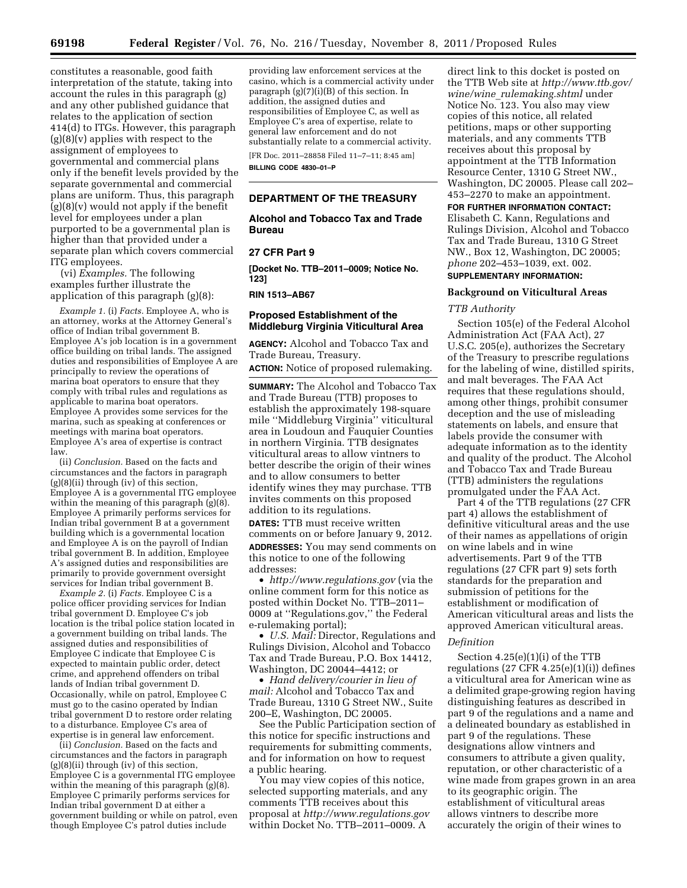constitutes a reasonable, good faith interpretation of the statute, taking into account the rules in this paragraph (g) and any other published guidance that relates to the application of section 414(d) to ITGs. However, this paragraph (g)(8)(v) applies with respect to the assignment of employees to governmental and commercial plans only if the benefit levels provided by the separate governmental and commercial plans are uniform. Thus, this paragraph (g)(8)(v) would not apply if the benefit level for employees under a plan purported to be a governmental plan is higher than that provided under a separate plan which covers commercial ITG employees.

(vi) *Examples.* The following examples further illustrate the application of this paragraph (g)(8):

*Example 1.* (i) *Facts.* Employee A, who is an attorney, works at the Attorney General's office of Indian tribal government B. Employee A's job location is in a government office building on tribal lands. The assigned duties and responsibilities of Employee A are principally to review the operations of marina boat operators to ensure that they comply with tribal rules and regulations as applicable to marina boat operators. Employee A provides some services for the marina, such as speaking at conferences or meetings with marina boat operators. Employee A's area of expertise is contract law.

(ii) *Conclusion.* Based on the facts and circumstances and the factors in paragraph (g)(8)(ii) through (iv) of this section, Employee A is a governmental ITG employee within the meaning of this paragraph (g)(8). Employee A primarily performs services for Indian tribal government B at a government building which is a governmental location and Employee A is on the payroll of Indian tribal government B. In addition, Employee A's assigned duties and responsibilities are primarily to provide government oversight services for Indian tribal government B.

*Example 2.* (i) *Facts.* Employee C is a police officer providing services for Indian tribal government D. Employee C's job location is the tribal police station located in a government building on tribal lands. The assigned duties and responsibilities of Employee C indicate that Employee C is expected to maintain public order, detect crime, and apprehend offenders on tribal lands of Indian tribal government D. Occasionally, while on patrol, Employee C must go to the casino operated by Indian tribal government D to restore order relating to a disturbance. Employee C's area of expertise is in general law enforcement.

(ii) *Conclusion.* Based on the facts and circumstances and the factors in paragraph (g)(8)(ii) through (iv) of this section, Employee C is a governmental ITG employee within the meaning of this paragraph (g)(8). Employee C primarily performs services for Indian tribal government D at either a government building or while on patrol, even though Employee C's patrol duties include providing law enforcement services at the casino, which is a commercial activity under paragraph (g)(7)(i)(B) of this section. In addition, the assigned duties and responsibilities of Employee C, as well as Employee C's area of expertise, relate to general law enforcement and do not substantially relate to a commercial activity.

[FR Doc. 2011–28858 Filed 11–7–11; 8:45 am]

**BILLING CODE 4830–01–P**

---

## DEPARTMENT OF THE TREASURY

### Alcohol and Tobacco Tax and Trade Bureau

### 27 CFR Part 9

**[Docket No. TTB–2011–0009; Notice No. 123]**

**RIN 1513–AB67**

### Proposed Establishment of the Middleburg Virginia Viticultural Area

**AGENCY:** Alcohol and Tobacco Tax and Trade Bureau, Treasury.

**ACTION:** Notice of proposed rulemaking.

**SUMMARY:** The Alcohol and Tobacco Tax and Trade Bureau (TTB) proposes to establish the approximately 198-square mile "Middleburg Virginia" viticultural area in Loudoun and Fauquier Counties in northern Virginia. TTB designates viticultural areas to allow vintners to better describe the origin of their wines and to allow consumers to better identify wines they may purchase. TTB invites comments on this proposed addition to its regulations.

**DATES:** TTB must receive written comments on or before January 9, 2012.

**ADDRESSES:** You may send comments on this notice to one of the following addresses:

- *http://www.regulations.gov* (via the online comment form for this notice as posted within Docket No. TTB–2011–0009 at "Regulations.gov," the Federal e-rulemaking portal);
- *U.S. Mail:* Director, Regulations and Rulings Division, Alcohol and Tobacco Tax and Trade Bureau, P.O. Box 14412, Washington, DC 20044–4412; or
- *Hand delivery/courier in lieu of mail:* Alcohol and Tobacco Tax and Trade Bureau, 1310 G Street NW., Suite 200–E, Washington, DC 20005.

See the Public Participation section of this notice for specific instructions and requirements for submitting comments, and for information on how to request a public hearing.

You may view copies of this notice, selected supporting materials, and any comments TTB receives about this proposal at *http://www.regulations.gov* within Docket No. TTB–2011–0009. A direct link to this docket is posted on the TTB Web site at *http://www.ttb.gov/wine/wine_rulemaking.shtml* under Notice No. 123. You also may view copies of this notice, all related petitions, maps or other supporting materials, and any comments TTB receives about this proposal by appointment at the TTB Information Resource Center, 1310 G Street NW., Washington, DC 20005. Please call 202–453–2270 to make an appointment.

**FOR FURTHER INFORMATION CONTACT:** Elisabeth C. Kann, Regulations and Rulings Division, Alcohol and Tobacco Tax and Trade Bureau, 1310 G Street NW., Box 12, Washington, DC 20005; *phone* 202–453–1039, ext. 002.

**SUPPLEMENTARY INFORMATION:**

#### Background on Viticultural Areas

*TTB Authority*

Section 105(e) of the Federal Alcohol Administration Act (FAA Act), 27 U.S.C. 205(e), authorizes the Secretary of the Treasury to prescribe regulations for the labeling of wine, distilled spirits, and malt beverages. The FAA Act requires that these regulations should, among other things, prohibit consumer deception and the use of misleading statements on labels, and ensure that labels provide the consumer with adequate information as to the identity and quality of the product. The Alcohol and Tobacco Tax and Trade Bureau (TTB) administers the regulations promulgated under the FAA Act.

Part 4 of the TTB regulations (27 CFR part 4) allows the establishment of definitive viticultural areas and the use of their names as appellations of origin on wine labels and in wine advertisements. Part 9 of the TTB regulations (27 CFR part 9) sets forth standards for the preparation and submission of petitions for the establishment or modification of American viticultural areas and lists the approved American viticultural areas.

*Definition*

Section 4.25(e)(1)(i) of the TTB regulations (27 CFR 4.25(e)(1)(i)) defines a viticultural area for American wine as a delimited grape-growing region having distinguishing features as described in part 9 of the regulations and a name and a delineated boundary as established in part 9 of the regulations. These designations allow vintners and consumers to attribute a given quality, reputation, or other characteristic of a wine made from grapes grown in an area to its geographic origin. The establishment of viticultural areas allows vintners to describe more accurately the origin of their wines to